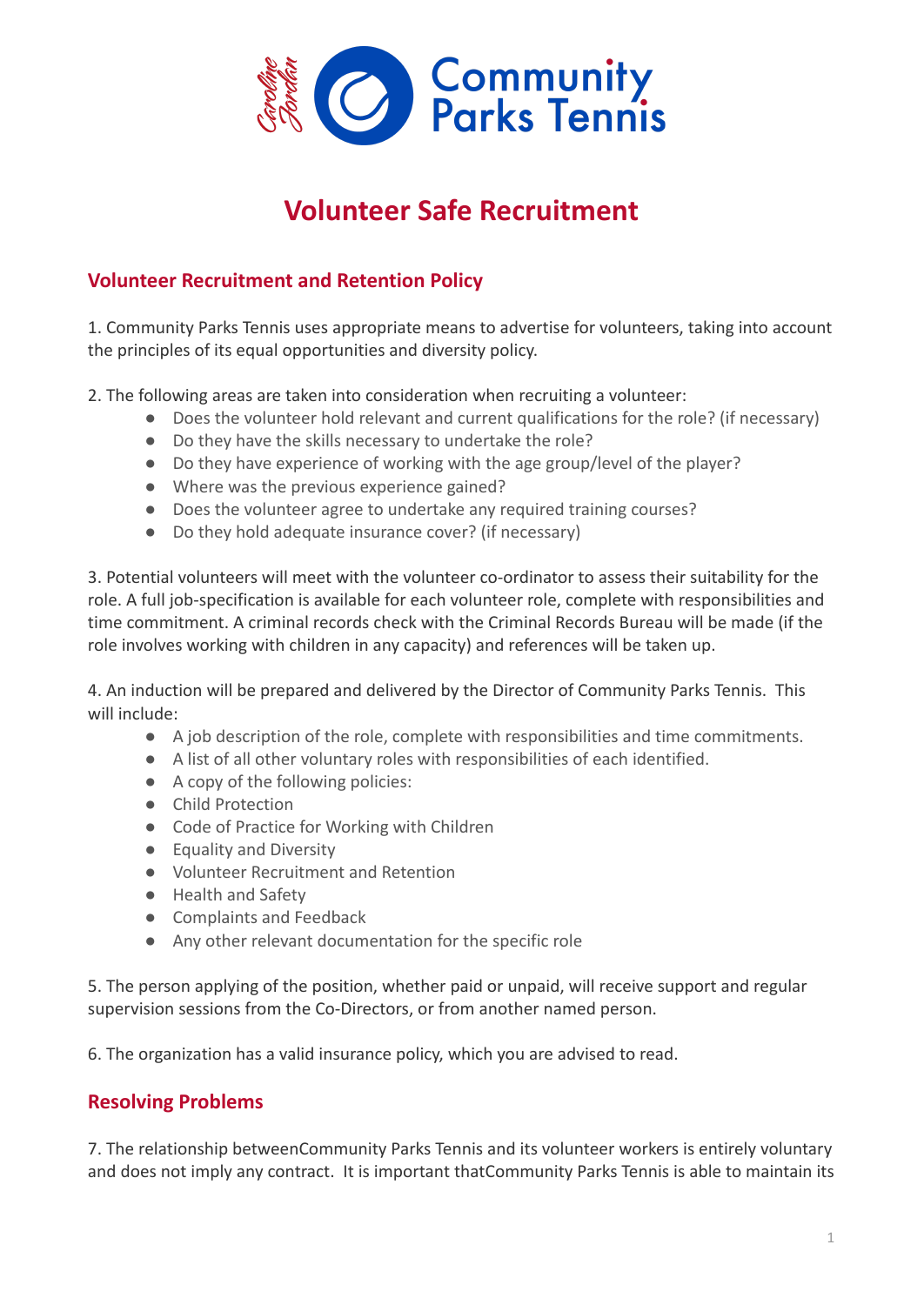# Volunteer Safe Recruitment

## Volunteer Recruitment and Retention Policy

1. Community Parks Tennis uses appropriate means to advertise for volunteers, taking into account the principles of its equal opportunities and diversity policy.

2. The following areas are taken into consideration when recruiting a volunteer:
   - Does the volunteer hold relevant and current qualifications for the role? (if necessary)
   - Do they have the skills necessary to undertake the role?
   - Do they have experience of working with the age group/level of the player?
   - Where was the previous experience gained?
   - Does the volunteer agree to undertake any required training courses?
   - Do they hold adequate insurance cover? (if necessary)

3. Potential volunteers will meet with the volunteer co-ordinator to assess their suitability for the role. A full job-specification is available for each volunteer role, complete with responsibilities and time commitment. A criminal records check with the Criminal Records Bureau will be made (if the role involves working with children in any capacity) and references will be taken up.

4. An induction will be prepared and delivered by the Director of Community Parks Tennis. This will include:
   - A job description of the role, complete with responsibilities and time commitments.
   - A list of all other voluntary roles with responsibilities of each identified.
   - A copy of the following policies:
   - Child Protection
   - Code of Practice for Working with Children
   - Equality and Diversity
   - Volunteer Recruitment and Retention
   - Health and Safety
   - Complaints and Feedback
   - Any other relevant documentation for the specific role

5. The person applying of the position, whether paid or unpaid, will receive support and regular supervision sessions from the Co-Directors, or from another named person.

6. The organization has a valid insurance policy, which you are advised to read.

## Resolving Problems

7. The relationship betweenCommunity Parks Tennis and its volunteer workers is entirely voluntary and does not imply any contract. It is important thatCommunity Parks Tennis is able to maintain its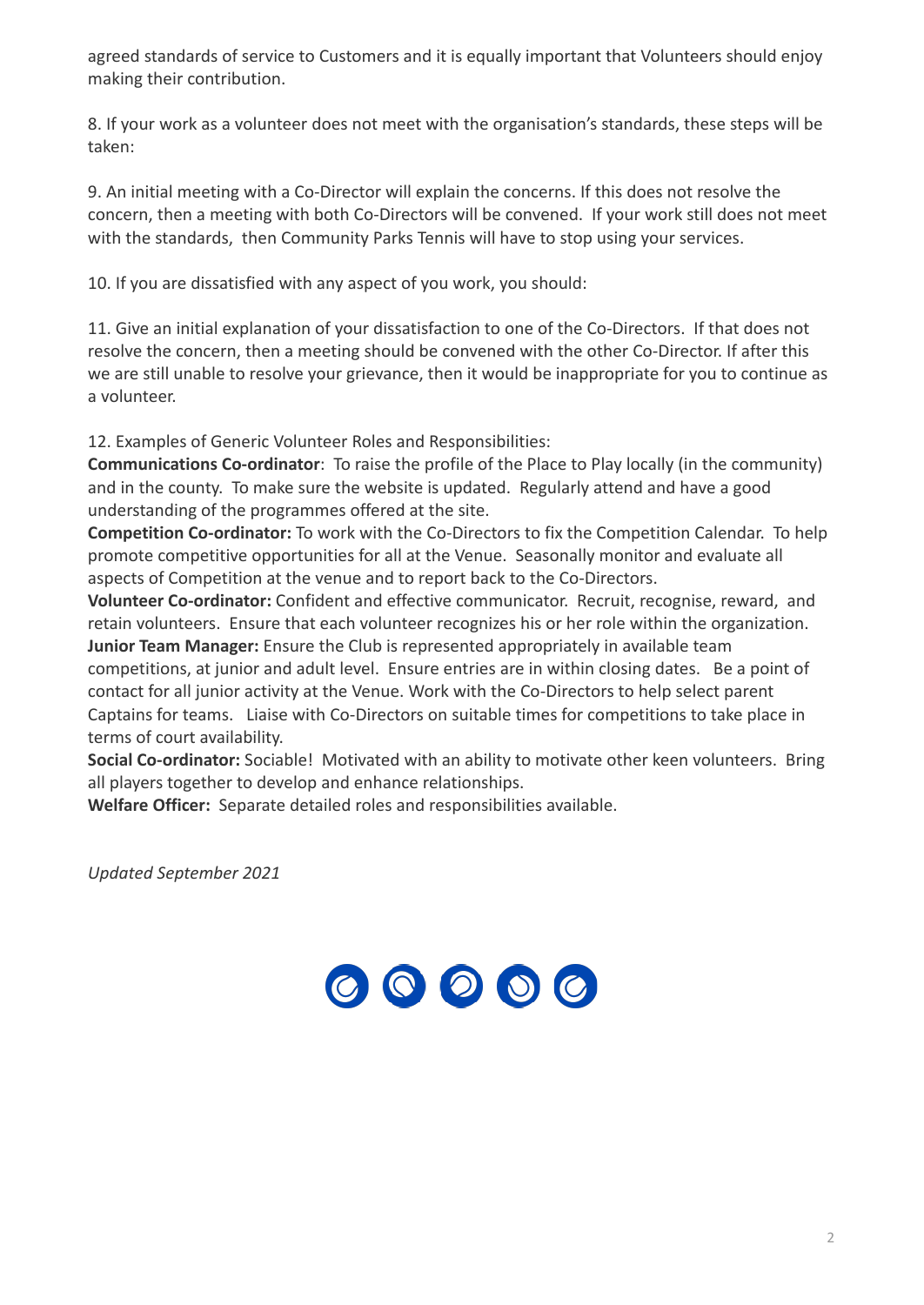agreed standards of service to Customers and it is equally important that Volunteers should enjoy making their contribution.

8. If your work as a volunteer does not meet with the organisation's standards, these steps will be taken:

9. An initial meeting with a Co-Director will explain the concerns. If this does not resolve the concern, then a meeting with both Co-Directors will be convened. If your work still does not meet with the standards, then Community Parks Tennis will have to stop using your services.

10. If you are dissatisfied with any aspect of you work, you should:

11. Give an initial explanation of your dissatisfaction to one of the Co-Directors. If that does not resolve the concern, then a meeting should be convened with the other Co-Director. If after this we are still unable to resolve your grievance, then it would be inappropriate for you to continue as a volunteer.

12. Examples of Generic Volunteer Roles and Responsibilities:
**Communications Co-ordinator**: To raise the profile of the Place to Play locally (in the community) and in the county. To make sure the website is updated. Regularly attend and have a good understanding of the programmes offered at the site.
**Competition Co-ordinator:** To work with the Co-Directors to fix the Competition Calendar. To help promote competitive opportunities for all at the Venue. Seasonally monitor and evaluate all aspects of Competition at the venue and to report back to the Co-Directors.
**Volunteer Co-ordinator:** Confident and effective communicator. Recruit, recognise, reward, and retain volunteers. Ensure that each volunteer recognizes his or her role within the organization.
**Junior Team Manager:** Ensure the Club is represented appropriately in available team competitions, at junior and adult level. Ensure entries are in within closing dates. Be a point of contact for all junior activity at the Venue. Work with the Co-Directors to help select parent Captains for teams. Liaise with Co-Directors on suitable times for competitions to take place in terms of court availability.
**Social Co-ordinator:** Sociable! Motivated with an ability to motivate other keen volunteers. Bring all players together to develop and enhance relationships.
**Welfare Officer:** Separate detailed roles and responsibilities available.

*Updated September 2021*